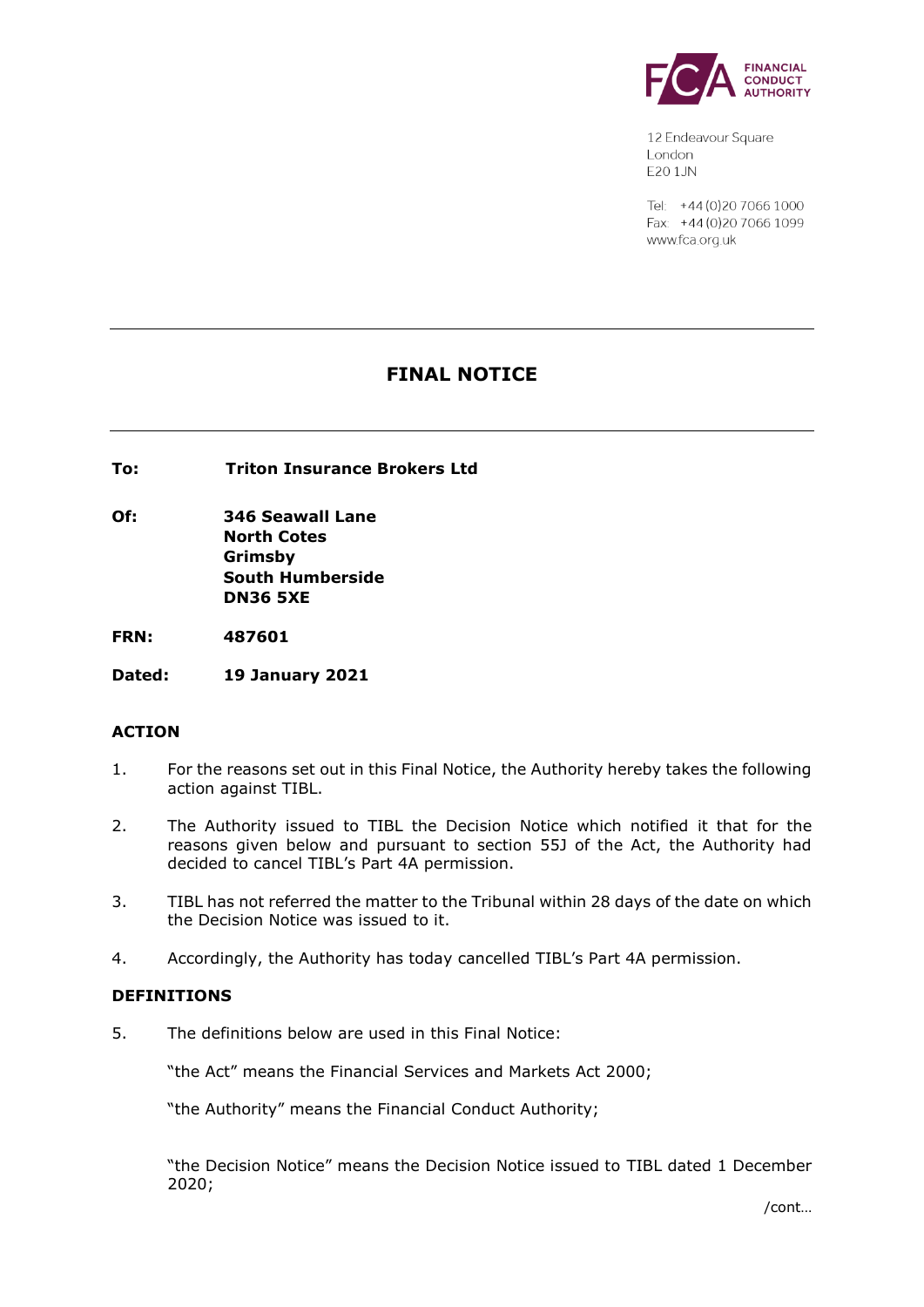12 Endeavour Square
London
E20 1JN

Tel: +44 (0)20 7066 1000
Fax: +44 (0)20 7066 1099
www.fca.org.uk

# FINAL NOTICE

**To:** **Triton Insurance Brokers Ltd**

**Of:** **346 Seawall Lane**
**North Cotes**
**Grimsby**
**South Humberside**
**DN36 5XE**

**FRN:** **487601**

**Dated:** **19 January 2021**

## ACTION

1. For the reasons set out in this Final Notice, the Authority hereby takes the following action against TIBL.

2. The Authority issued to TIBL the Decision Notice which notified it that for the reasons given below and pursuant to section 55J of the Act, the Authority had decided to cancel TIBL's Part 4A permission.

3. TIBL has not referred the matter to the Tribunal within 28 days of the date on which the Decision Notice was issued to it.

4. Accordingly, the Authority has today cancelled TIBL's Part 4A permission.

## DEFINITIONS

5. The definitions below are used in this Final Notice:

   "the Act" means the Financial Services and Markets Act 2000;

   "the Authority" means the Financial Conduct Authority;

   "the Decision Notice" means the Decision Notice issued to TIBL dated 1 December 2020;

/cont…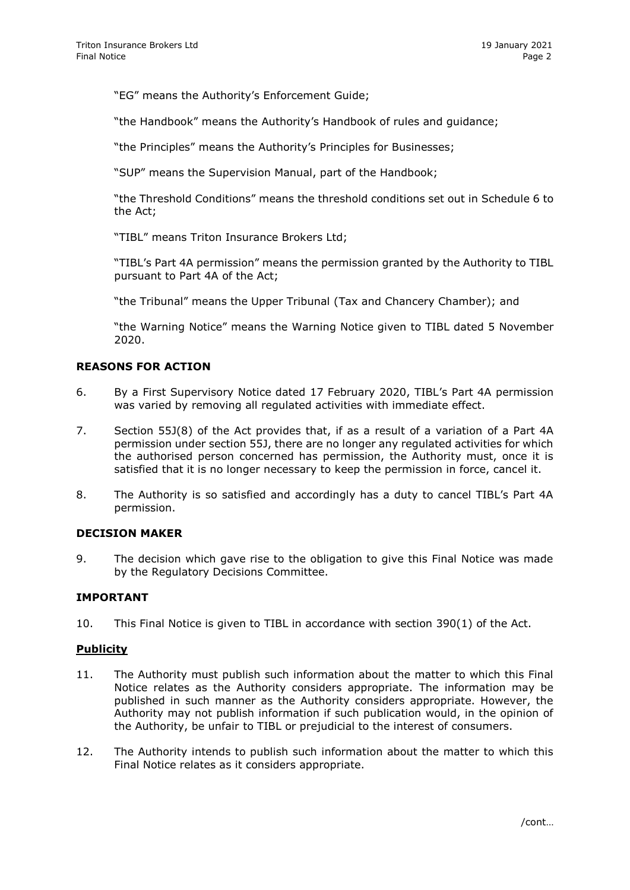"EG" means the Authority's Enforcement Guide;

"the Handbook" means the Authority's Handbook of rules and guidance;

"the Principles" means the Authority's Principles for Businesses;

"SUP" means the Supervision Manual, part of the Handbook;

"the Threshold Conditions" means the threshold conditions set out in Schedule 6 to the Act;

"TIBL" means Triton Insurance Brokers Ltd;

"TIBL's Part 4A permission" means the permission granted by the Authority to TIBL pursuant to Part 4A of the Act;

"the Tribunal" means the Upper Tribunal (Tax and Chancery Chamber); and

"the Warning Notice" means the Warning Notice given to TIBL dated 5 November 2020.

## REASONS FOR ACTION

6. By a First Supervisory Notice dated 17 February 2020, TIBL's Part 4A permission was varied by removing all regulated activities with immediate effect.

7. Section 55J(8) of the Act provides that, if as a result of a variation of a Part 4A permission under section 55J, there are no longer any regulated activities for which the authorised person concerned has permission, the Authority must, once it is satisfied that it is no longer necessary to keep the permission in force, cancel it.

8. The Authority is so satisfied and accordingly has a duty to cancel TIBL's Part 4A permission.

## DECISION MAKER

9. The decision which gave rise to the obligation to give this Final Notice was made by the Regulatory Decisions Committee.

## IMPORTANT

10. This Final Notice is given to TIBL in accordance with section 390(1) of the Act.

### Publicity

11. The Authority must publish such information about the matter to which this Final Notice relates as the Authority considers appropriate. The information may be published in such manner as the Authority considers appropriate. However, the Authority may not publish information if such publication would, in the opinion of the Authority, be unfair to TIBL or prejudicial to the interest of consumers.

12. The Authority intends to publish such information about the matter to which this Final Notice relates as it considers appropriate.

/cont…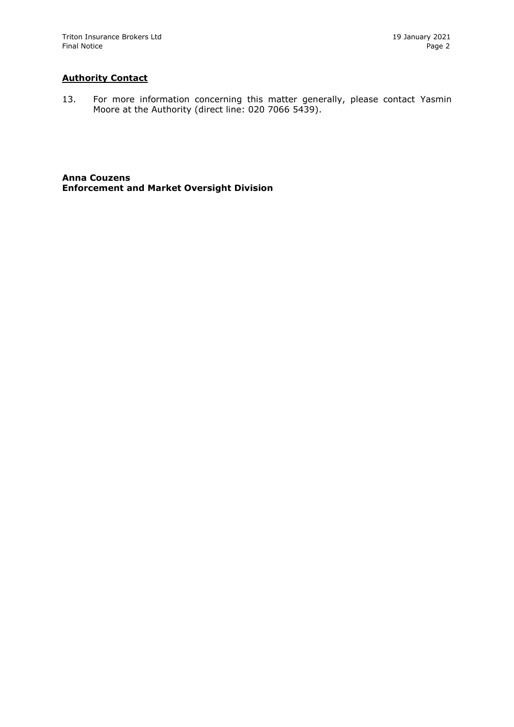## **Authority Contact**

13. For more information concerning this matter generally, please contact Yasmin Moore at the Authority (direct line: 020 7066 5439).

**Anna Couzens**
**Enforcement and Market Oversight Division**